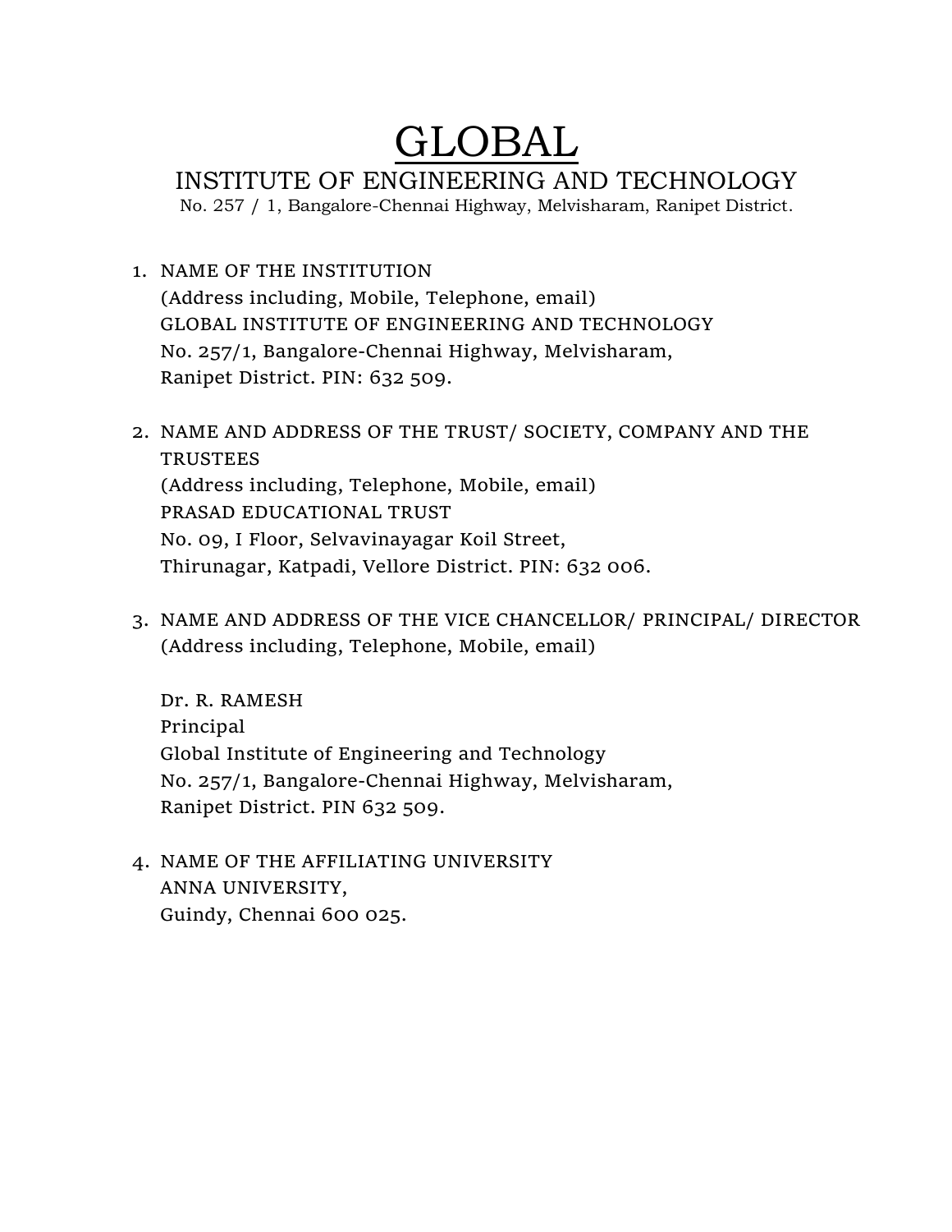# GLOBAL

## INSTITUTE OF ENGINEERING AND TECHNOLOGY

No. 257 / 1, Bangalore-Chennai Highway, Melvisharam, Ranipet District.

1. NAME OF THE INSTITUTION
   (Address including, Mobile, Telephone, email)
   GLOBAL INSTITUTE OF ENGINEERING AND TECHNOLOGY
   No. 257/1, Bangalore-Chennai Highway, Melvisharam,
   Ranipet District. PIN: 632 509.

2. NAME AND ADDRESS OF THE TRUST/ SOCIETY, COMPANY AND THE TRUSTEES
   (Address including, Telephone, Mobile, email)
   PRASAD EDUCATIONAL TRUST
   No. 09, I Floor, Selvavinayagar Koil Street,
   Thirunagar, Katpadi, Vellore District. PIN: 632 006.

3. NAME AND ADDRESS OF THE VICE CHANCELLOR/ PRINCIPAL/ DIRECTOR
   (Address including, Telephone, Mobile, email)

   Dr. R. RAMESH
   Principal
   Global Institute of Engineering and Technology
   No. 257/1, Bangalore-Chennai Highway, Melvisharam,
   Ranipet District. PIN 632 509.

4. NAME OF THE AFFILIATING UNIVERSITY
   ANNA UNIVERSITY,
   Guindy, Chennai 600 025.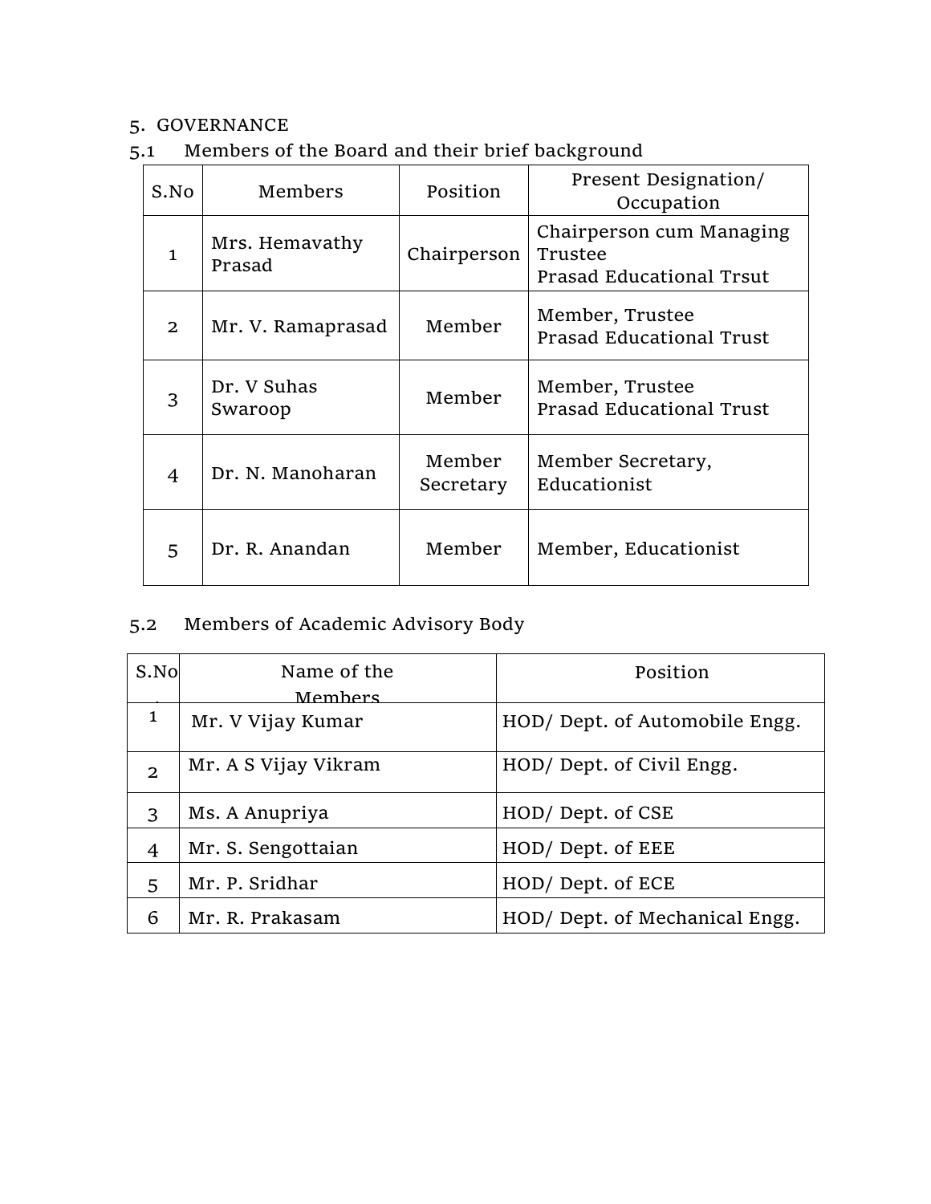## 5. GOVERNANCE

### 5.1 Members of the Board and their brief background

| S.No | Members | Position | Present Designation/ Occupation |
|---|---|---|---|
| 1 | Mrs. Hemavathy Prasad | Chairperson | Chairperson cum Managing Trustee Prasad Educational Trsut |
| 2 | Mr. V. Ramaprasad | Member | Member, Trustee Prasad Educational Trust |
| 3 | Dr. V Suhas Swaroop | Member | Member, Trustee Prasad Educational Trust |
| 4 | Dr. N. Manoharan | Member Secretary | Member Secretary, Educationist |
| 5 | Dr. R. Anandan | Member | Member, Educationist |

### 5.2 Members of Academic Advisory Body

| S.No. | Name of the Members | Position |
|---|---|---|
| 1 | Mr. V Vijay Kumar | HOD/ Dept. of Automobile Engg. |
| 2 | Mr. A S Vijay Vikram | HOD/ Dept. of Civil Engg. |
| 3 | Ms. A Anupriya | HOD/ Dept. of CSE |
| 4 | Mr. S. Sengottaian | HOD/ Dept. of EEE |
| 5 | Mr. P. Sridhar | HOD/ Dept. of ECE |
| 6 | Mr. R. Prakasam | HOD/ Dept. of Mechanical Engg. |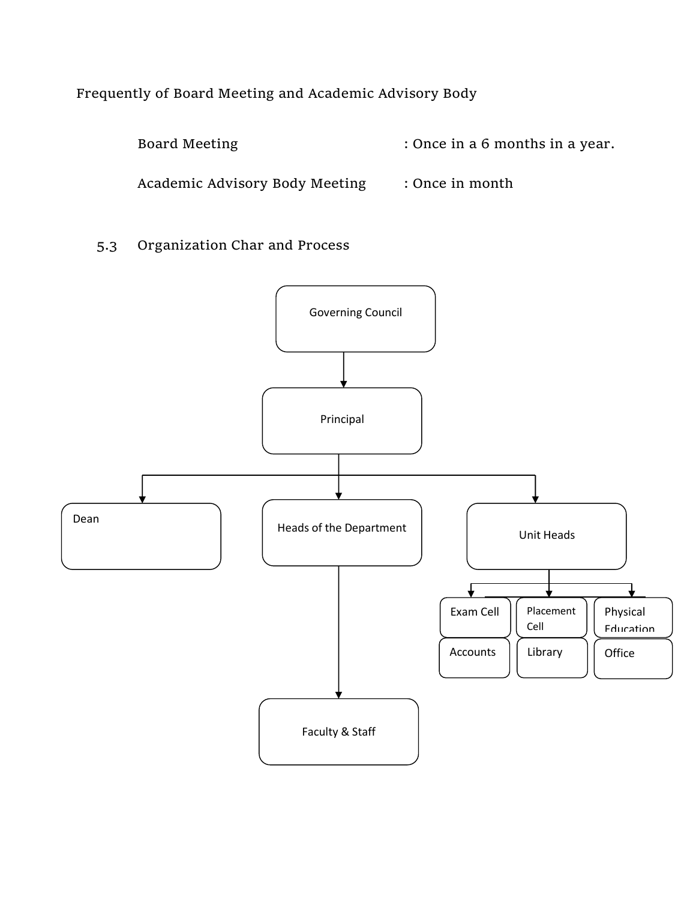Frequently of Board Meeting and Academic Advisory Body

Board Meeting : Once in a 6 months in a year.

Academic Advisory Body Meeting : Once in month

## 5.3 Organization Char and Process

Governing Council

Principal

Dean

Heads of the Department

Unit Heads

Exam Cell

Placement Cell

Physical Education

Accounts

Library

Office

Faculty & Staff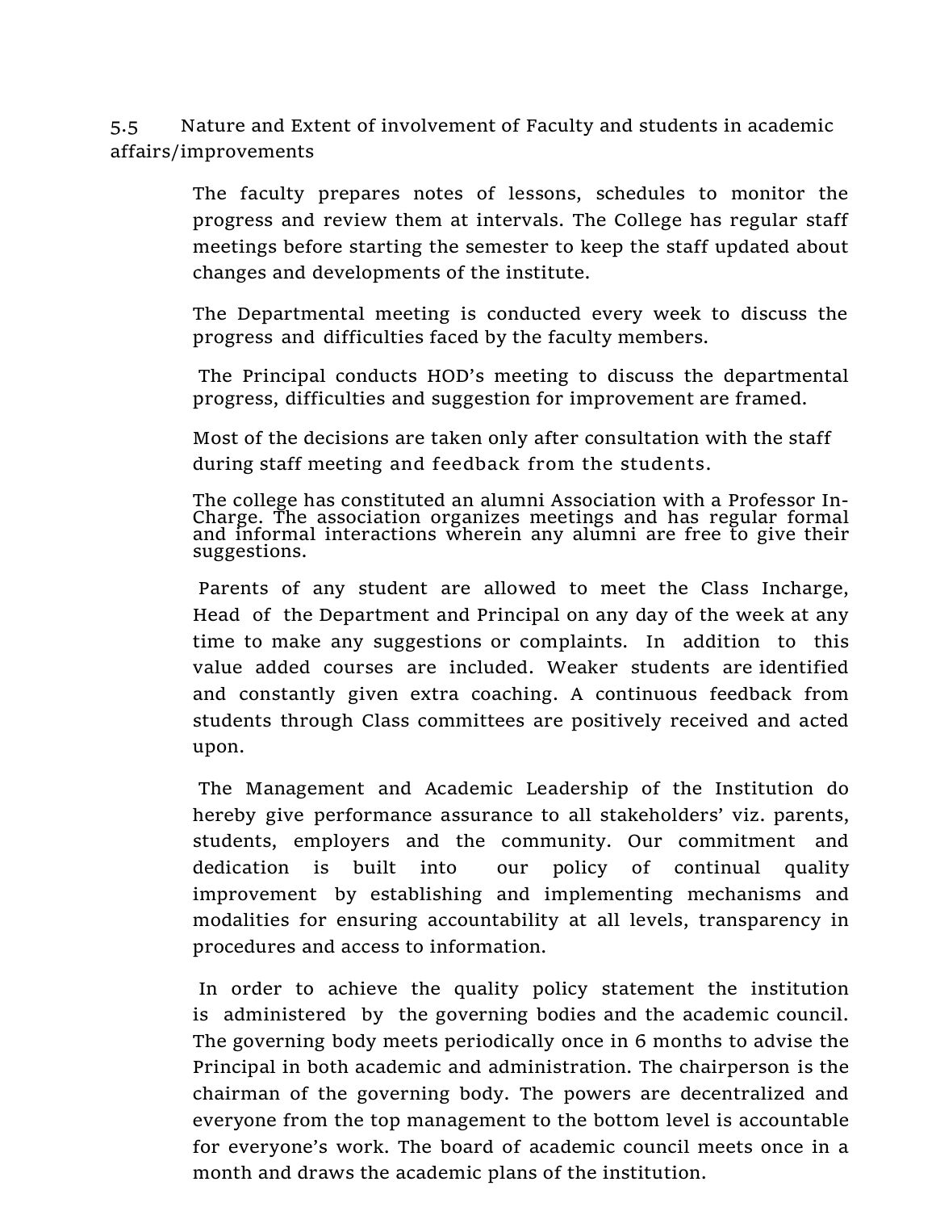## 5.5 Nature and Extent of involvement of Faculty and students in academic affairs/improvements

The faculty prepares notes of lessons, schedules to monitor the progress and review them at intervals. The College has regular staff meetings before starting the semester to keep the staff updated about changes and developments of the institute.

The Departmental meeting is conducted every week to discuss the progress and difficulties faced by the faculty members.

The Principal conducts HOD's meeting to discuss the departmental progress, difficulties and suggestion for improvement are framed.

Most of the decisions are taken only after consultation with the staff during staff meeting and feedback from the students.

The college has constituted an alumni Association with a Professor In-Charge. The association organizes meetings and has regular formal and informal interactions wherein any alumni are free to give their suggestions.

Parents of any student are allowed to meet the Class Incharge, Head of the Department and Principal on any day of the week at any time to make any suggestions or complaints. In addition to this value added courses are included. Weaker students are identified and constantly given extra coaching. A continuous feedback from students through Class committees are positively received and acted upon.

The Management and Academic Leadership of the Institution do hereby give performance assurance to all stakeholders' viz. parents, students, employers and the community. Our commitment and dedication is built into our policy of continual quality improvement by establishing and implementing mechanisms and modalities for ensuring accountability at all levels, transparency in procedures and access to information.

In order to achieve the quality policy statement the institution is administered by the governing bodies and the academic council. The governing body meets periodically once in 6 months to advise the Principal in both academic and administration. The chairperson is the chairman of the governing body. The powers are decentralized and everyone from the top management to the bottom level is accountable for everyone's work. The board of academic council meets once in a month and draws the academic plans of the institution.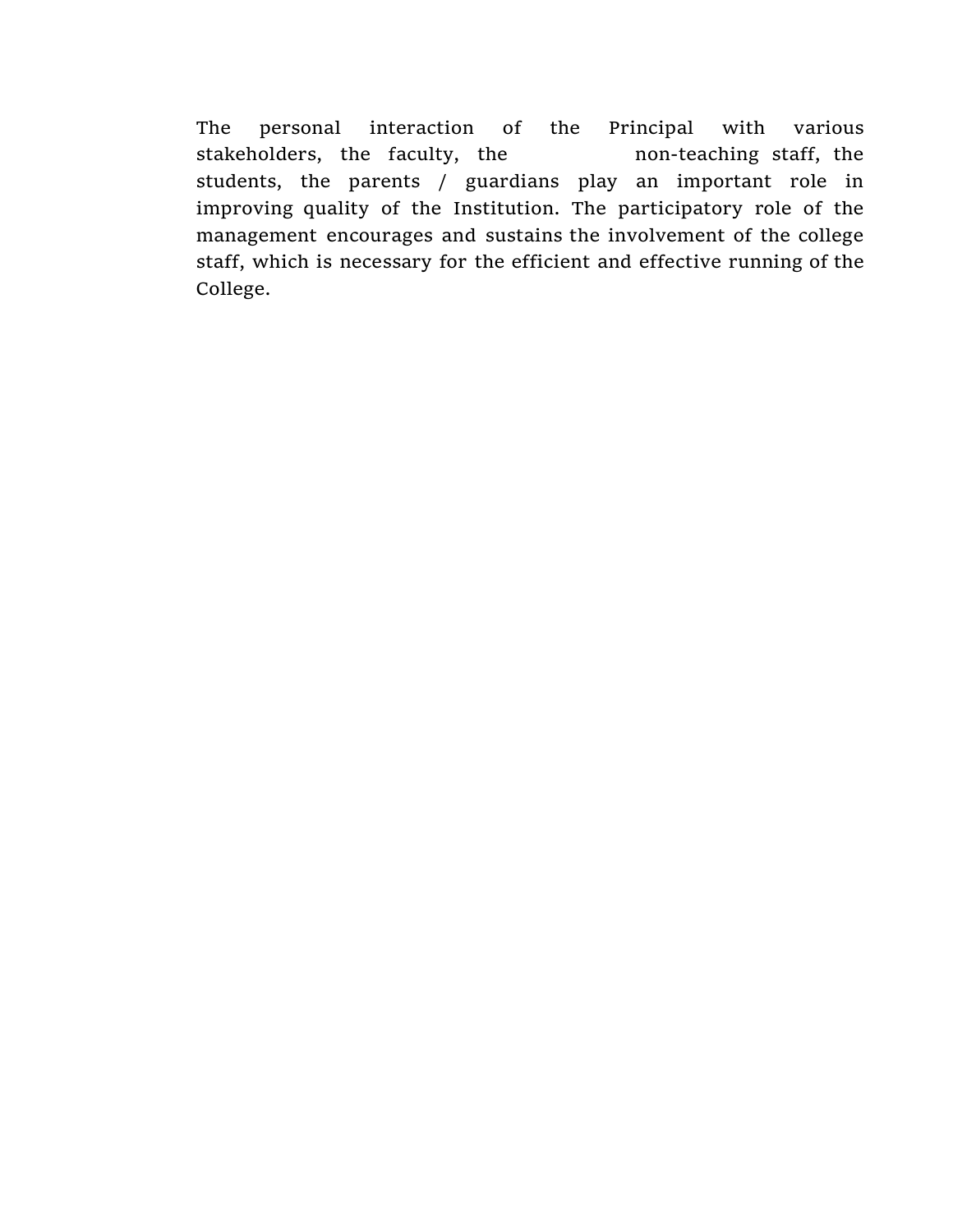The personal interaction of the Principal with various stakeholders, the faculty, the non-teaching staff, the students, the parents / guardians play an important role in improving quality of the Institution. The participatory role of the management encourages and sustains the involvement of the college staff, which is necessary for the efficient and effective running of the College.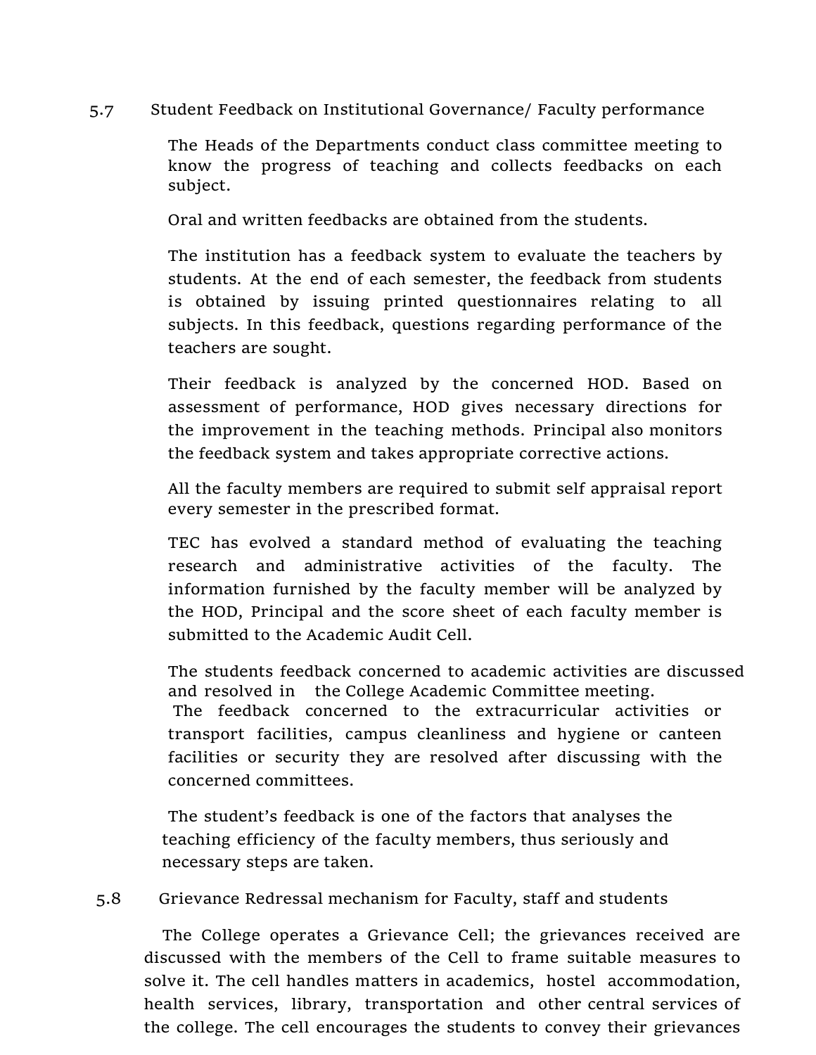## 5.7 Student Feedback on Institutional Governance/ Faculty performance

The Heads of the Departments conduct class committee meeting to know the progress of teaching and collects feedbacks on each subject.

Oral and written feedbacks are obtained from the students.

The institution has a feedback system to evaluate the teachers by students. At the end of each semester, the feedback from students is obtained by issuing printed questionnaires relating to all subjects. In this feedback, questions regarding performance of the teachers are sought.

Their feedback is analyzed by the concerned HOD. Based on assessment of performance, HOD gives necessary directions for the improvement in the teaching methods. Principal also monitors the feedback system and takes appropriate corrective actions.

All the faculty members are required to submit self appraisal report every semester in the prescribed format.

TEC has evolved a standard method of evaluating the teaching research and administrative activities of the faculty. The information furnished by the faculty member will be analyzed by the HOD, Principal and the score sheet of each faculty member is submitted to the Academic Audit Cell.

The students feedback concerned to academic activities are discussed and resolved in the College Academic Committee meeting.
The feedback concerned to the extracurricular activities or transport facilities, campus cleanliness and hygiene or canteen facilities or security they are resolved after discussing with the concerned committees.

The student's feedback is one of the factors that analyses the teaching efficiency of the faculty members, thus seriously and necessary steps are taken.

## 5.8 Grievance Redressal mechanism for Faculty, staff and students

The College operates a Grievance Cell; the grievances received are discussed with the members of the Cell to frame suitable measures to solve it. The cell handles matters in academics, hostel accommodation, health services, library, transportation and other central services of the college. The cell encourages the students to convey their grievances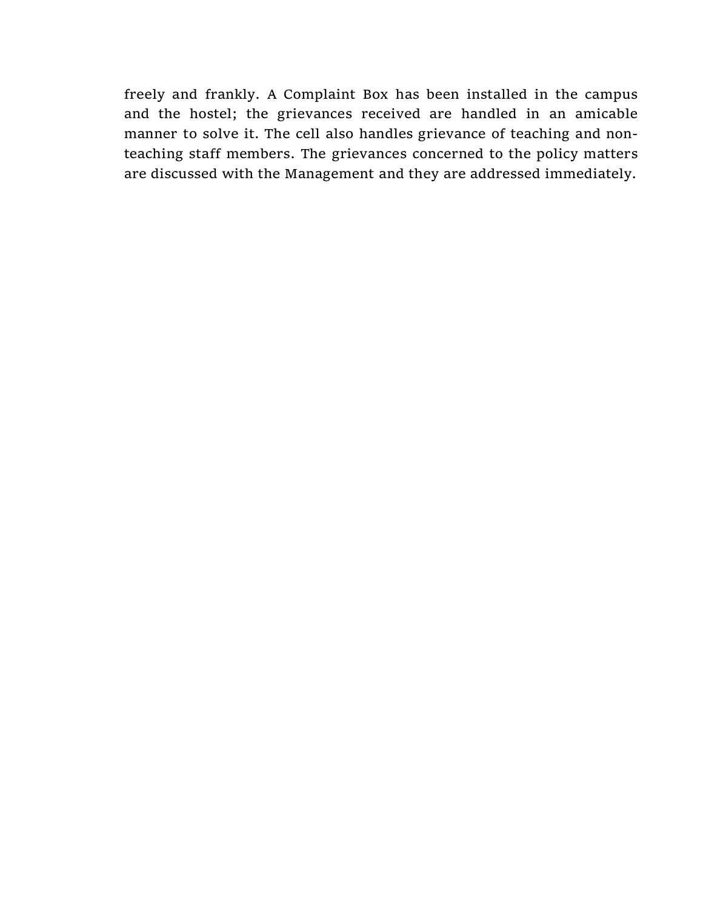freely and frankly. A Complaint Box has been installed in the campus and the hostel; the grievances received are handled in an amicable manner to solve it. The cell also handles grievance of teaching and non-teaching staff members. The grievances concerned to the policy matters are discussed with the Management and they are addressed immediately.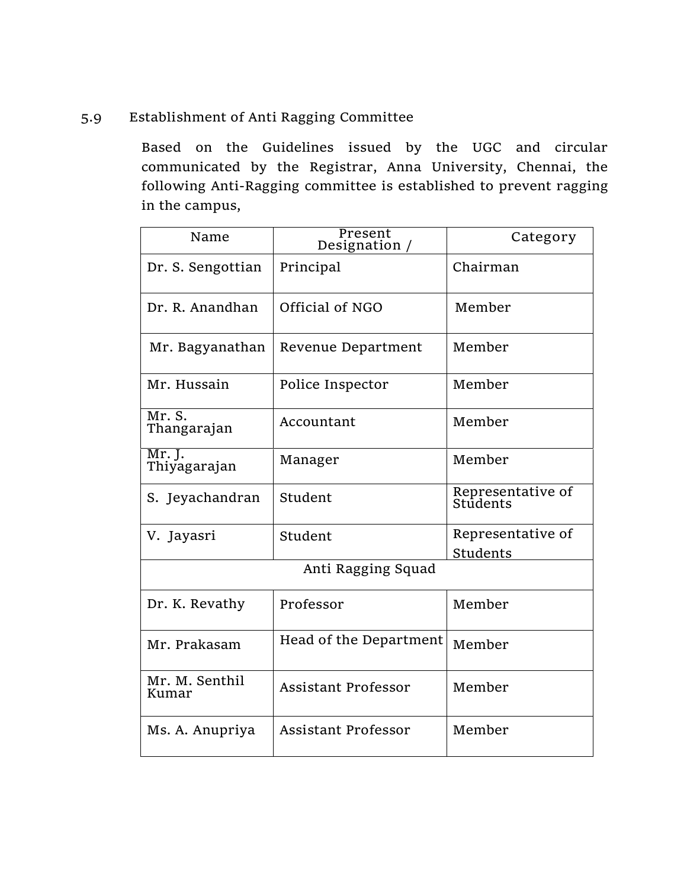### 5.9 Establishment of Anti Ragging Committee

Based on the Guidelines issued by the UGC and circular communicated by the Registrar, Anna University, Chennai, the following Anti-Ragging committee is established to prevent ragging in the campus,

| Name | Present Designation / | Category |
|---|---|---|
| Dr. S. Sengottian | Principal | Chairman |
| Dr. R. Anandhan | Official of NGO | Member |
| Mr. Bagyanathan | Revenue Department | Member |
| Mr. Hussain | Police Inspector | Member |
| Mr. S. Thangarajan | Accountant | Member |
| Mr. J. Thiyagarajan | Manager | Member |
| S. Jeyachandran | Student | Representative of Students |
| V. Jayasri | Student | Representative of Students |
| Anti Ragging Squad | | |
| Dr. K. Revathy | Professor | Member |
| Mr. Prakasam | Head of the Department | Member |
| Mr. M. Senthil Kumar | Assistant Professor | Member |
| Ms. A. Anupriya | Assistant Professor | Member |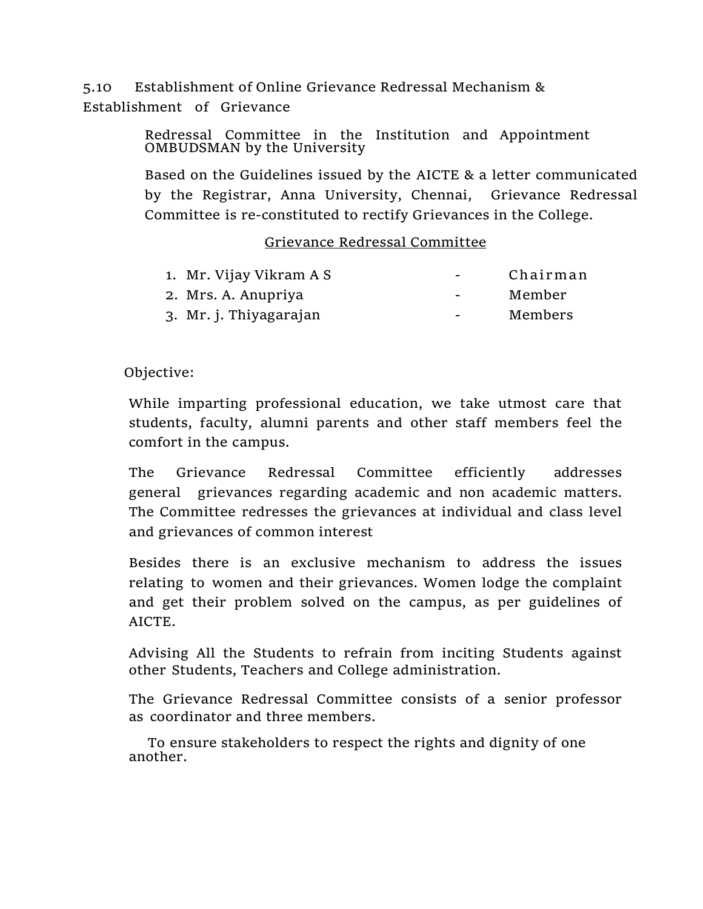## 5.10 Establishment of Online Grievance Redressal Mechanism & Establishment of Grievance

Redressal Committee in the Institution and Appointment OMBUDSMAN by the University

Based on the Guidelines issued by the AICTE & a letter communicated by the Registrar, Anna University, Chennai, Grievance Redressal Committee is re-constituted to rectify Grievances in the College.

<u>Grievance Redressal Committee</u>

| | | |
|---|---|---|
| 1. Mr. Vijay Vikram A S | - | Chairman |
| 2. Mrs. A. Anupriya | - | Member |
| 3. Mr. j. Thiyagarajan | - | Members |

Objective:

While imparting professional education, we take utmost care that students, faculty, alumni parents and other staff members feel the comfort in the campus.

The Grievance Redressal Committee efficiently addresses general grievances regarding academic and non academic matters. The Committee redresses the grievances at individual and class level and grievances of common interest

Besides there is an exclusive mechanism to address the issues relating to women and their grievances. Women lodge the complaint and get their problem solved on the campus, as per guidelines of AICTE.

Advising All the Students to refrain from inciting Students against other Students, Teachers and College administration.

The Grievance Redressal Committee consists of a senior professor as coordinator and three members.

To ensure stakeholders to respect the rights and dignity of one another.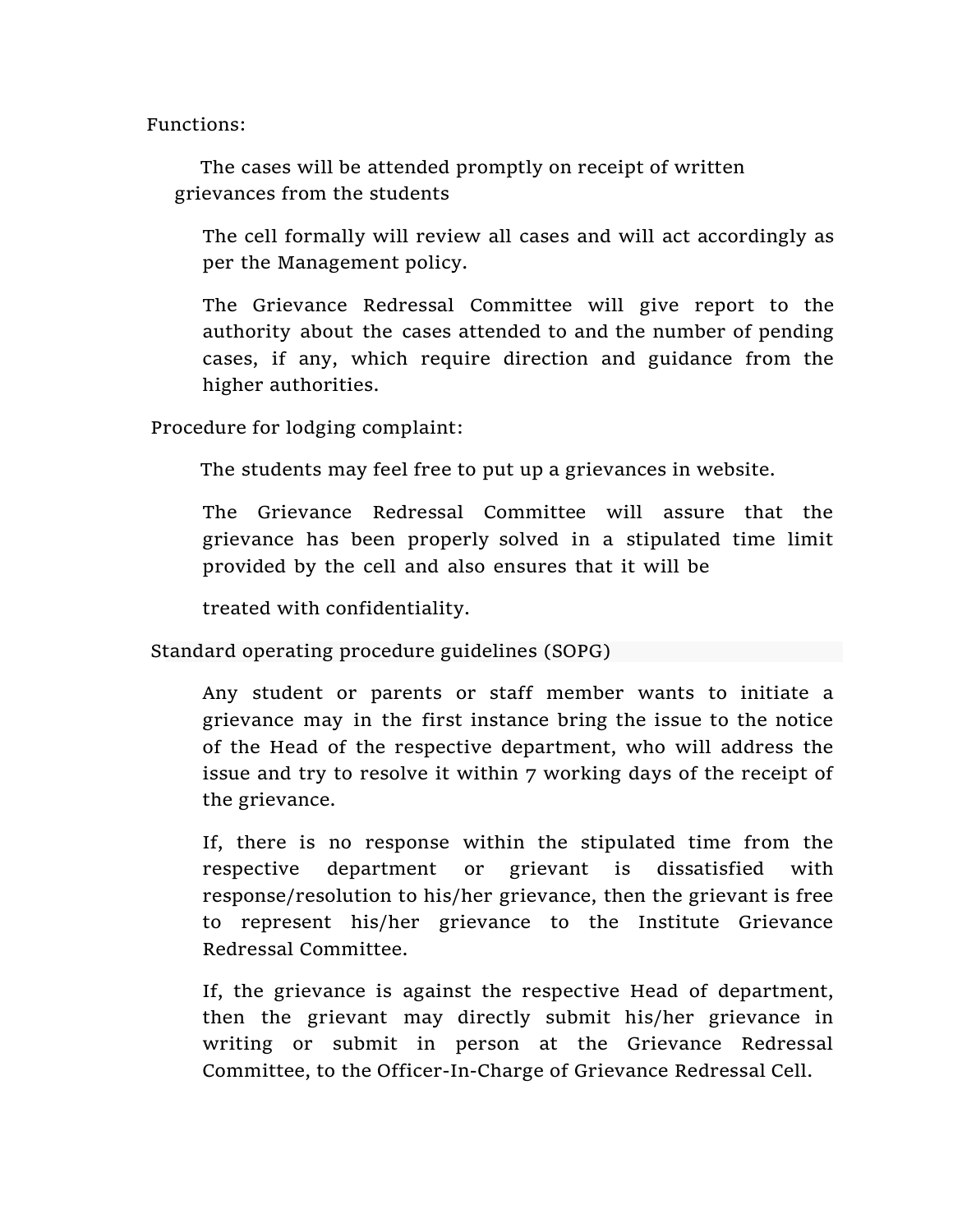Functions:

The cases will be attended promptly on receipt of written grievances from the students

The cell formally will review all cases and will act accordingly as per the Management policy.

The Grievance Redressal Committee will give report to the authority about the cases attended to and the number of pending cases, if any, which require direction and guidance from the higher authorities.

Procedure for lodging complaint:

The students may feel free to put up a grievances in website.

The Grievance Redressal Committee will assure that the grievance has been properly solved in a stipulated time limit provided by the cell and also ensures that it will be

treated with confidentiality.

Standard operating procedure guidelines (SOPG)

Any student or parents or staff member wants to initiate a grievance may in the first instance bring the issue to the notice of the Head of the respective department, who will address the issue and try to resolve it within 7 working days of the receipt of the grievance.

If, there is no response within the stipulated time from the respective department or grievant is dissatisfied with response/resolution to his/her grievance, then the grievant is free to represent his/her grievance to the Institute Grievance Redressal Committee.

If, the grievance is against the respective Head of department, then the grievant may directly submit his/her grievance in writing or submit in person at the Grievance Redressal Committee, to the Officer-In-Charge of Grievance Redressal Cell.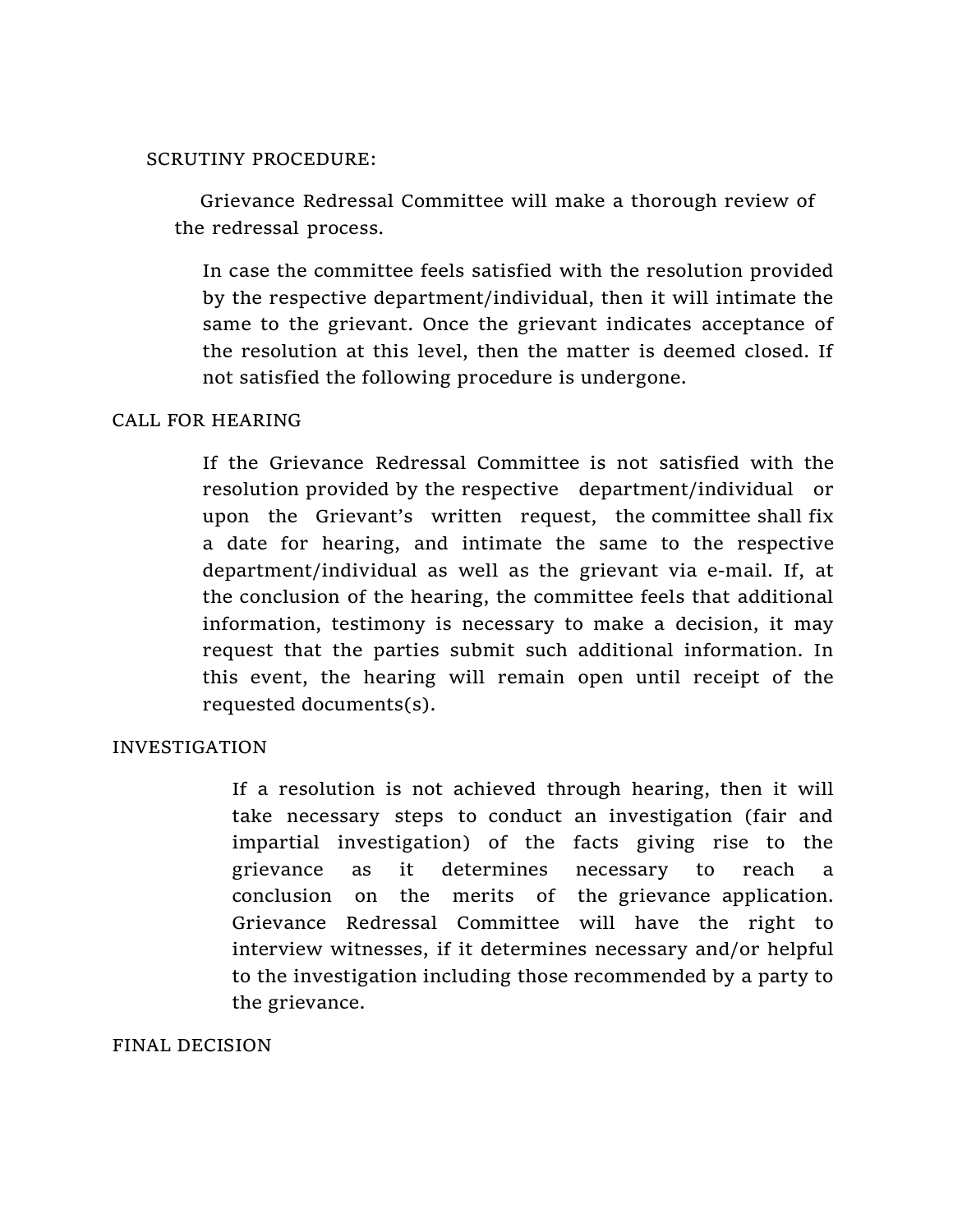## SCRUTINY PROCEDURE:

Grievance Redressal Committee will make a thorough review of the redressal process.

In case the committee feels satisfied with the resolution provided by the respective department/individual, then it will intimate the same to the grievant. Once the grievant indicates acceptance of the resolution at this level, then the matter is deemed closed. If not satisfied the following procedure is undergone.

## CALL FOR HEARING

If the Grievance Redressal Committee is not satisfied with the resolution provided by the respective department/individual or upon the Grievant's written request, the committee shall fix a date for hearing, and intimate the same to the respective department/individual as well as the grievant via e-mail. If, at the conclusion of the hearing, the committee feels that additional information, testimony is necessary to make a decision, it may request that the parties submit such additional information. In this event, the hearing will remain open until receipt of the requested documents(s).

## INVESTIGATION

If a resolution is not achieved through hearing, then it will take necessary steps to conduct an investigation (fair and impartial investigation) of the facts giving rise to the grievance as it determines necessary to reach a conclusion on the merits of the grievance application. Grievance Redressal Committee will have the right to interview witnesses, if it determines necessary and/or helpful to the investigation including those recommended by a party to the grievance.

## FINAL DECISION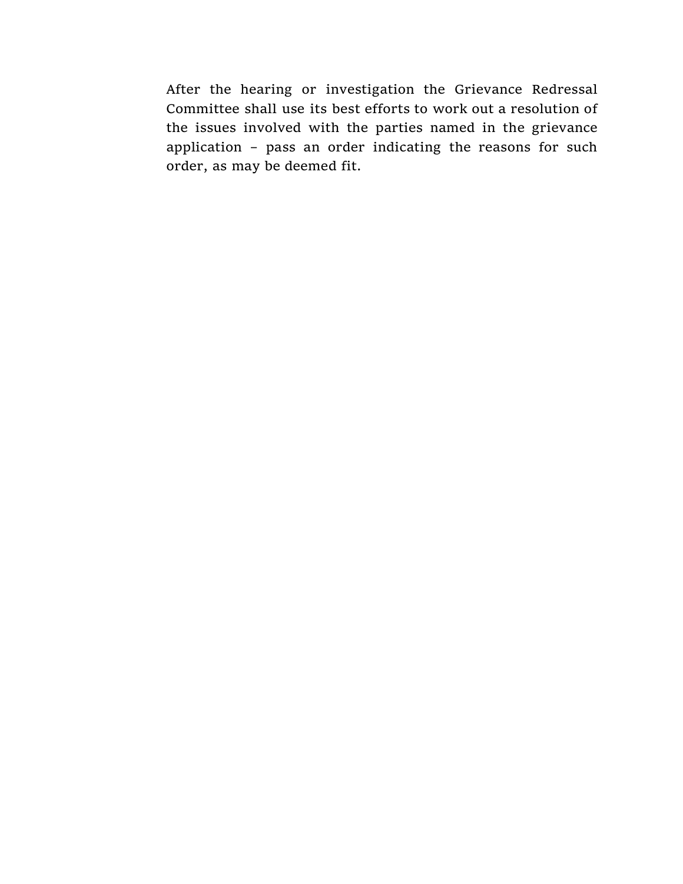After the hearing or investigation the Grievance Redressal Committee shall use its best efforts to work out a resolution of the issues involved with the parties named in the grievance application – pass an order indicating the reasons for such order, as may be deemed fit.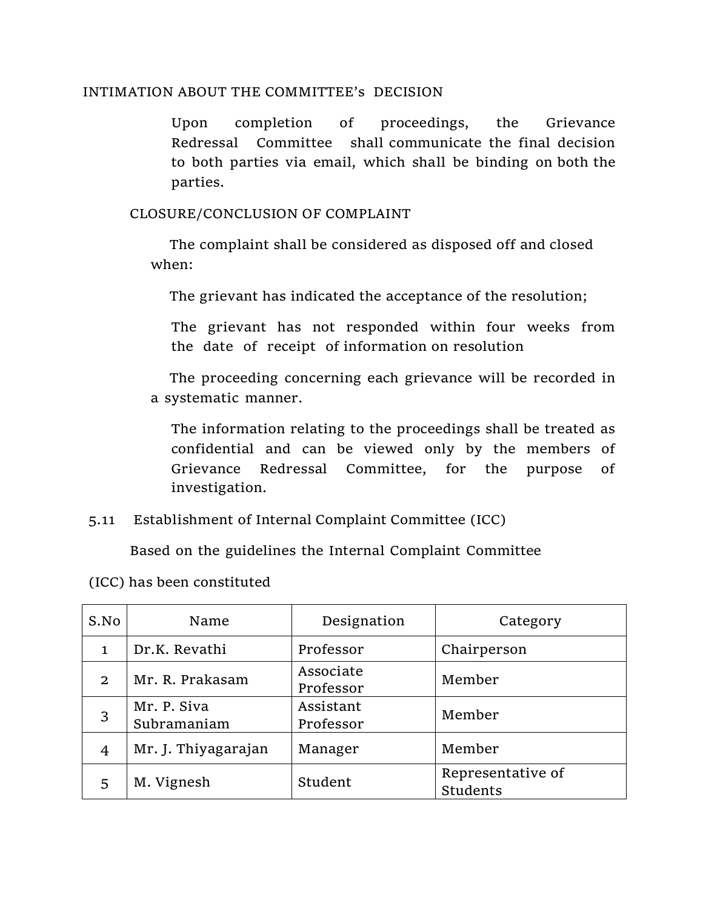INTIMATION ABOUT THE COMMITTEE's DECISION

Upon completion of proceedings, the Grievance Redressal Committee shall communicate the final decision to both parties via email, which shall be binding on both the parties.

CLOSURE/CONCLUSION OF COMPLAINT

The complaint shall be considered as disposed off and closed when:

The grievant has indicated the acceptance of the resolution;

The grievant has not responded within four weeks from the date of receipt of information on resolution

The proceeding concerning each grievance will be recorded in a systematic manner.

The information relating to the proceedings shall be treated as confidential and can be viewed only by the members of Grievance Redressal Committee, for the purpose of investigation.

5.11 Establishment of Internal Complaint Committee (ICC)

Based on the guidelines the Internal Complaint Committee (ICC) has been constituted

| S.No | Name | Designation | Category |
|---|---|---|---|
| 1 | Dr.K. Revathi | Professor | Chairperson |
| 2 | Mr. R. Prakasam | Associate Professor | Member |
| 3 | Mr. P. Siva Subramaniam | Assistant Professor | Member |
| 4 | Mr. J. Thiyagarajan | Manager | Member |
| 5 | M. Vignesh | Student | Representative of Students |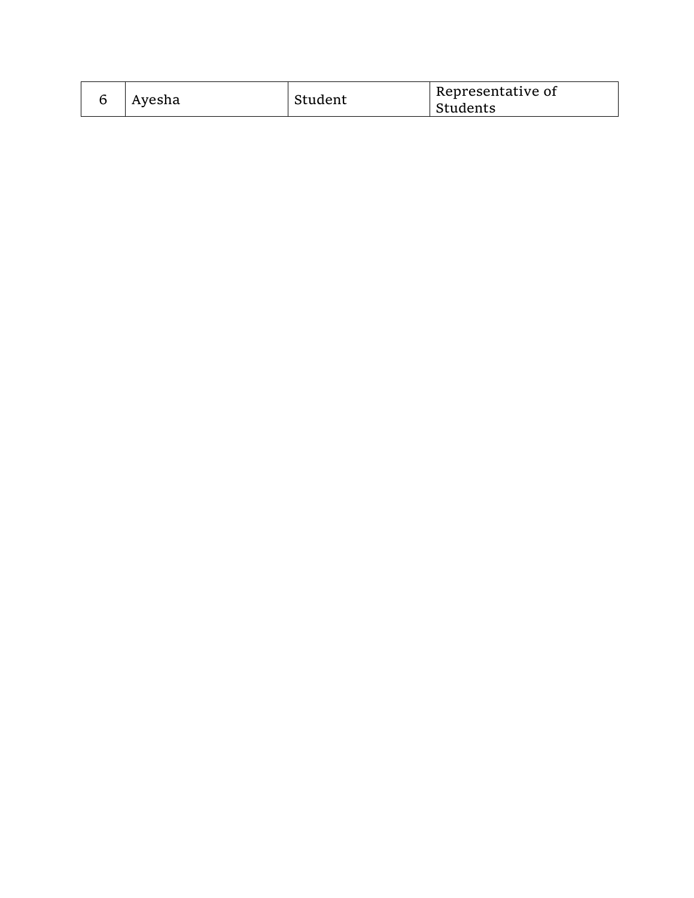| 6 | Ayesha | Student | Representative of Students |
|---|---|---|---|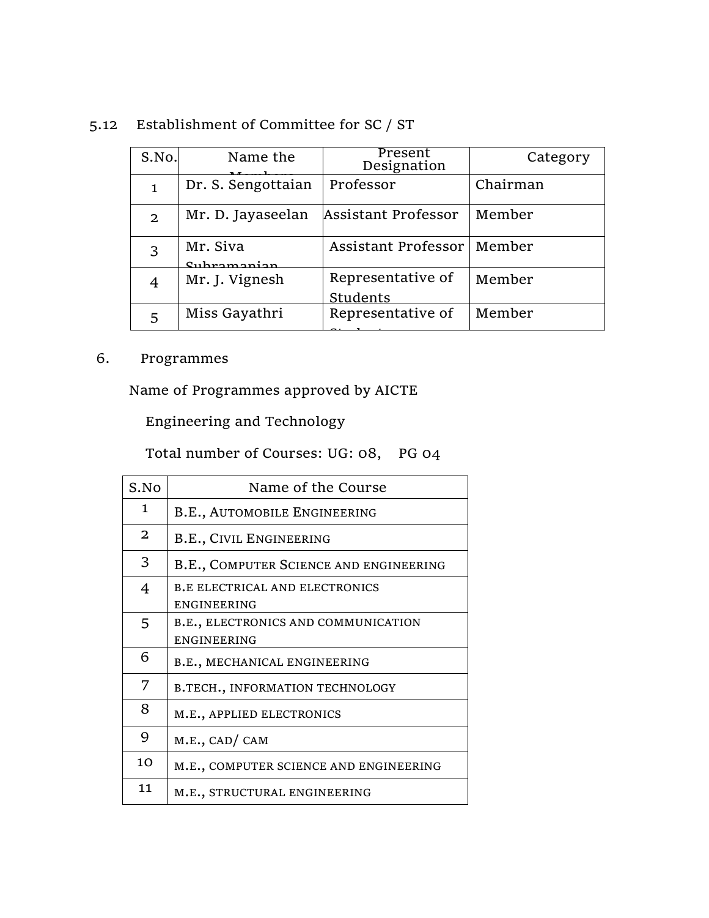5.12 Establishment of Committee for SC / ST

| S.No. | Name the Members | Present Designation | Category |
|---|---|---|---|
| 1 | Dr. S. Sengottaian | Professor | Chairman |
| 2 | Mr. D. Jayaseelan | Assistant Professor | Member |
| 3 | Mr. Siva Subramanian | Assistant Professor | Member |
| 4 | Mr. J. Vignesh | Representative of Students | Member |
| 5 | Miss Gayathri | Representative of Students | Member |

6. Programmes

Name of Programmes approved by AICTE

Engineering and Technology

Total number of Courses: UG: 08, PG 04

| S.No | Name of the Course |
|---|---|
| 1 | B.E., AUTOMOBILE ENGINEERING |
| 2 | B.E., CIVIL ENGINEERING |
| 3 | B.E., COMPUTER SCIENCE AND ENGINEERING |
| 4 | B.E ELECTRICAL AND ELECTRONICS ENGINEERING |
| 5 | B.E., ELECTRONICS AND COMMUNICATION ENGINEERING |
| 6 | B.E., MECHANICAL ENGINEERING |
| 7 | B.TECH., INFORMATION TECHNOLOGY |
| 8 | M.E., APPLIED ELECTRONICS |
| 9 | M.E., CAD/ CAM |
| 10 | M.E., COMPUTER SCIENCE AND ENGINEERING |
| 11 | M.E., STRUCTURAL ENGINEERING |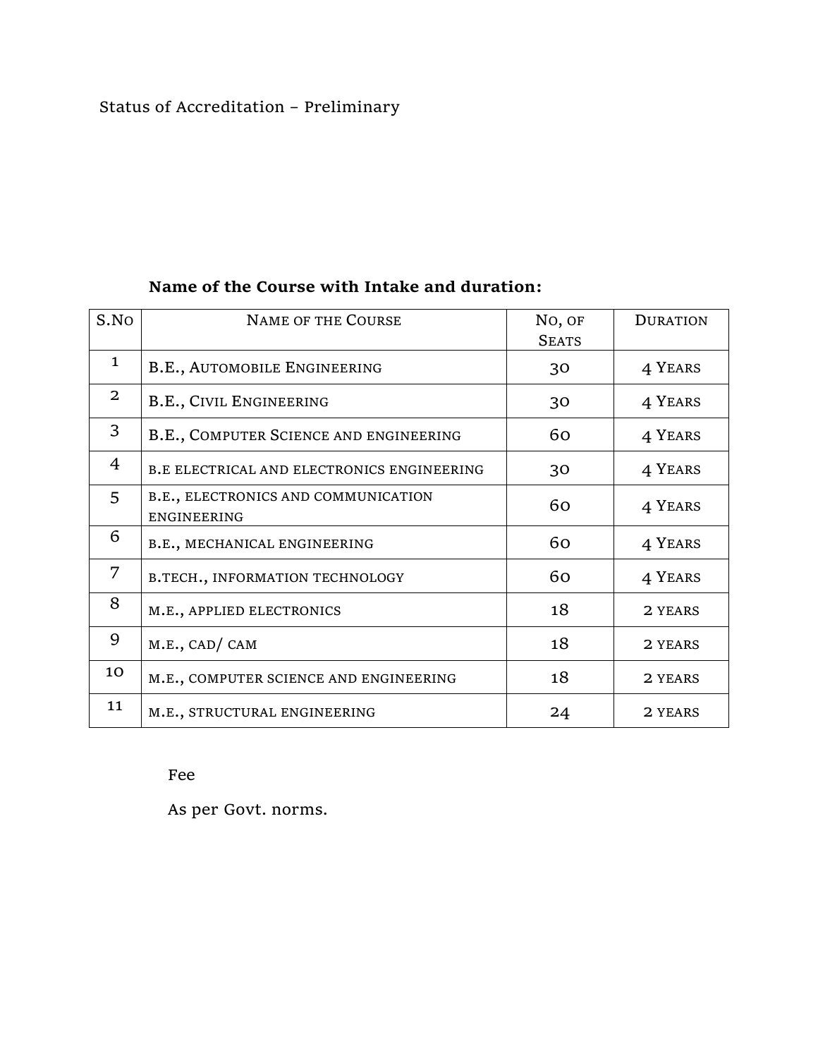Status of Accreditation – Preliminary

**Name of the Course with Intake and duration:**

| S.No | Name of the Course | No, of Seats | Duration |
|---|---|---|---|
| 1 | B.E., Automobile Engineering | 30 | 4 Years |
| 2 | B.E., Civil Engineering | 30 | 4 Years |
| 3 | B.E., Computer Science and engineering | 60 | 4 Years |
| 4 | B.E Electrical and Electronics Engineering | 30 | 4 Years |
| 5 | B.E., Electronics and Communication Engineering | 60 | 4 Years |
| 6 | B.E., Mechanical Engineering | 60 | 4 Years |
| 7 | B.Tech., Information Technology | 60 | 4 Years |
| 8 | M.E., Applied Electronics | 18 | 2 Years |
| 9 | M.E., CAD/ CAM | 18 | 2 Years |
| 10 | M.E., Computer Science and Engineering | 18 | 2 Years |
| 11 | M.E., Structural Engineering | 24 | 2 Years |

Fee

As per Govt. norms.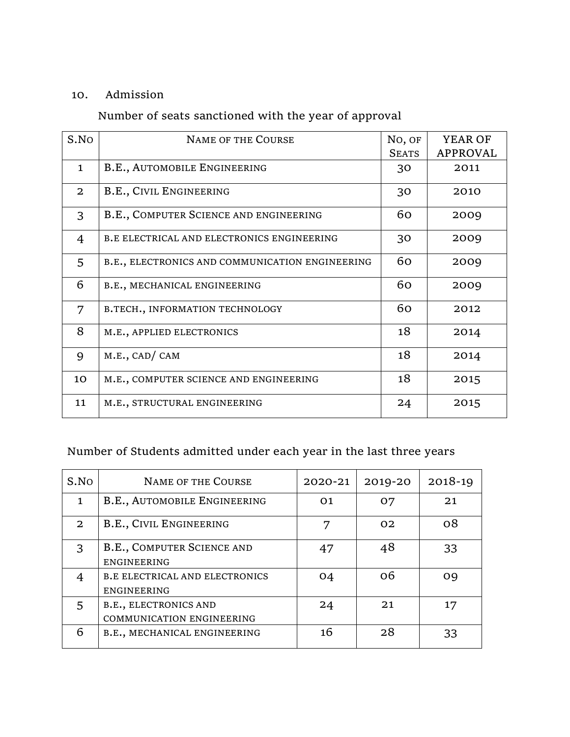10. Admission

Number of seats sanctioned with the year of approval

| S.No | Name of the Course | No, of Seats | YEAR OF APPROVAL |
|---|---|---|---|
| 1 | B.E., Automobile Engineering | 30 | 2011 |
| 2 | B.E., Civil Engineering | 30 | 2010 |
| 3 | B.E., Computer Science and engineering | 60 | 2009 |
| 4 | B.E ELECTRICAL AND ELECTRONICS ENGINEERING | 30 | 2009 |
| 5 | B.E., ELECTRONICS AND COMMUNICATION ENGINEERING | 60 | 2009 |
| 6 | B.E., MECHANICAL ENGINEERING | 60 | 2009 |
| 7 | B.TECH., INFORMATION TECHNOLOGY | 60 | 2012 |
| 8 | M.E., APPLIED ELECTRONICS | 18 | 2014 |
| 9 | M.E., CAD/ CAM | 18 | 2014 |
| 10 | M.E., COMPUTER SCIENCE AND ENGINEERING | 18 | 2015 |
| 11 | M.E., STRUCTURAL ENGINEERING | 24 | 2015 |

Number of Students admitted under each year in the last three years

| S.No | Name of the Course | 2020-21 | 2019-20 | 2018-19 |
|---|---|---|---|---|
| 1 | B.E., Automobile Engineering | 01 | 07 | 21 |
| 2 | B.E., Civil Engineering | 7 | 02 | 08 |
| 3 | B.E., Computer Science and engineering | 47 | 48 | 33 |
| 4 | B.E ELECTRICAL AND ELECTRONICS ENGINEERING | 04 | 06 | 09 |
| 5 | B.E., ELECTRONICS AND COMMUNICATION ENGINEERING | 24 | 21 | 17 |
| 6 | B.E., MECHANICAL ENGINEERING | 16 | 28 | 33 |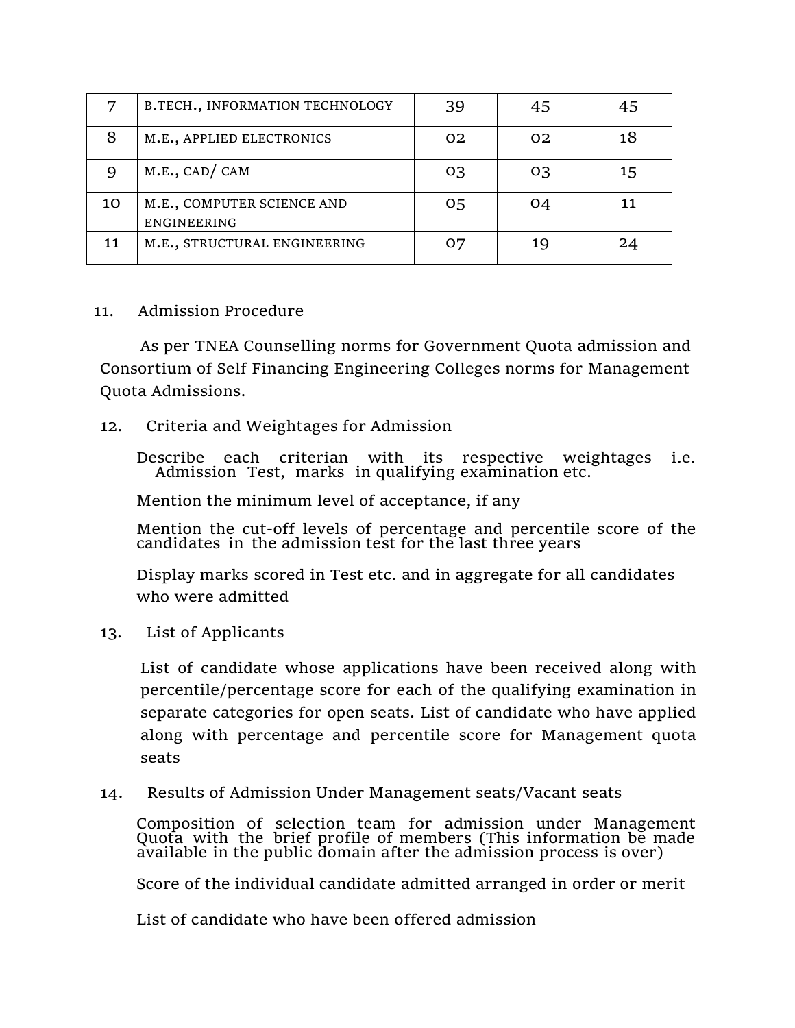| | | | | |
|---|---|---|---|---|
| 7 | B.TECH., INFORMATION TECHNOLOGY | 39 | 45 | 45 |
| 8 | M.E., APPLIED ELECTRONICS | 02 | 02 | 18 |
| 9 | M.E., CAD/ CAM | 03 | 03 | 15 |
| 10 | M.E., COMPUTER SCIENCE AND ENGINEERING | 05 | 04 | 11 |
| 11 | M.E., STRUCTURAL ENGINEERING | 07 | 19 | 24 |

11. Admission Procedure

As per TNEA Counselling norms for Government Quota admission and Consortium of Self Financing Engineering Colleges norms for Management Quota Admissions.

12. Criteria and Weightages for Admission

Describe each criterian with its respective weightages i.e. Admission Test, marks in qualifying examination etc.

Mention the minimum level of acceptance, if any

Mention the cut-off levels of percentage and percentile score of the candidates in the admission test for the last three years

Display marks scored in Test etc. and in aggregate for all candidates who were admitted

13. List of Applicants

List of candidate whose applications have been received along with percentile/percentage score for each of the qualifying examination in separate categories for open seats. List of candidate who have applied along with percentage and percentile score for Management quota seats

14. Results of Admission Under Management seats/Vacant seats

Composition of selection team for admission under Management Quota with the brief profile of members (This information be made available in the public domain after the admission process is over)

Score of the individual candidate admitted arranged in order or merit

List of candidate who have been offered admission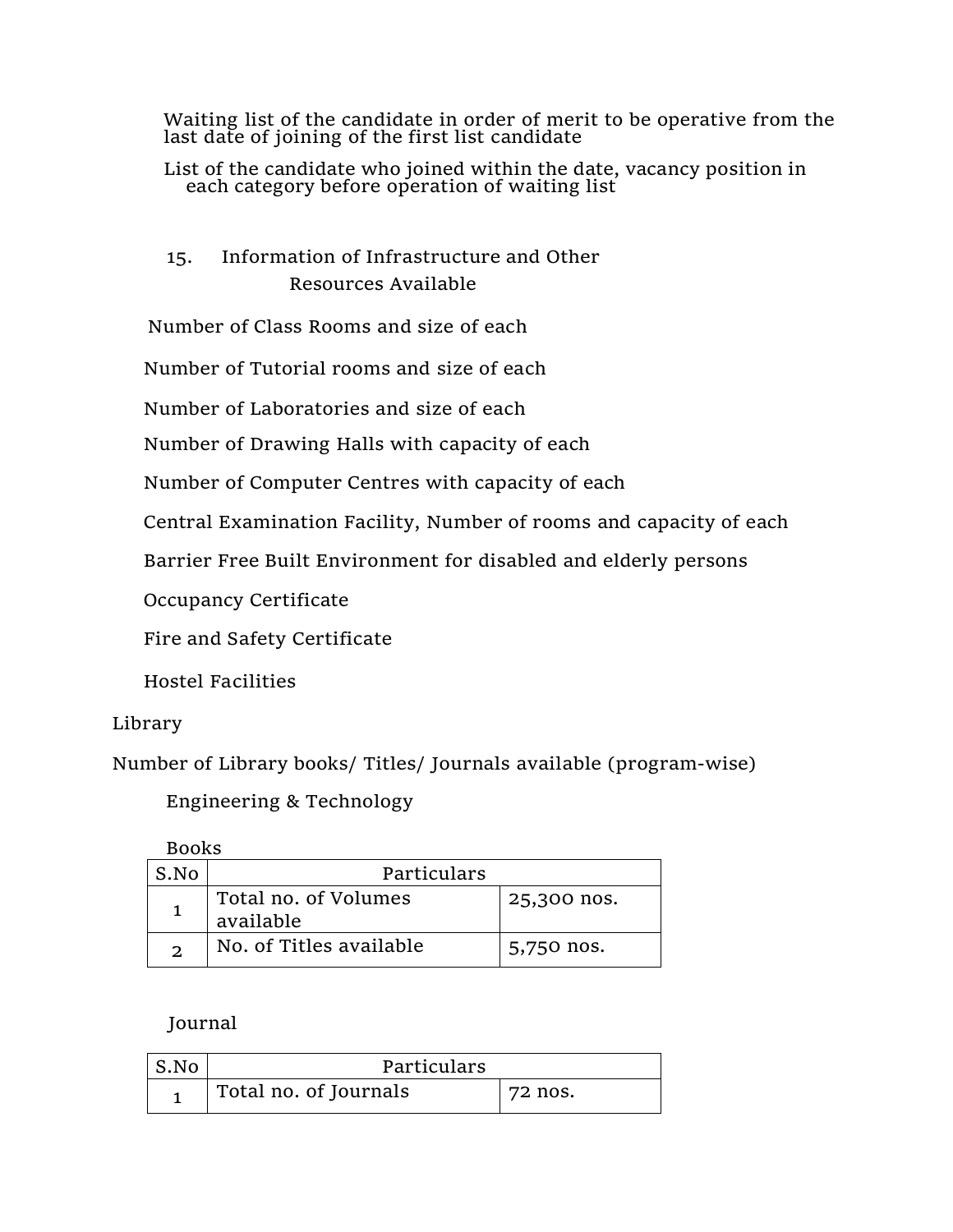Waiting list of the candidate in order of merit to be operative from the last date of joining of the first list candidate

List of the candidate who joined within the date, vacancy position in each category before operation of waiting list

## 15. Information of Infrastructure and Other Resources Available

Number of Class Rooms and size of each

Number of Tutorial rooms and size of each

Number of Laboratories and size of each

Number of Drawing Halls with capacity of each

Number of Computer Centres with capacity of each

Central Examination Facility, Number of rooms and capacity of each

Barrier Free Built Environment for disabled and elderly persons

Occupancy Certificate

Fire and Safety Certificate

Hostel Facilities

Library

Number of Library books/ Titles/ Journals available (program-wise)

Engineering & Technology

Books

| S.No | Particulars | |
|---|---|---|
| 1 | Total no. of Volumes available | 25,300 nos. |
| 2 | No. of Titles available | 5,750 nos. |

Journal

| S.No | Particulars | |
|---|---|---|
| 1 | Total no. of Journals | 72 nos. |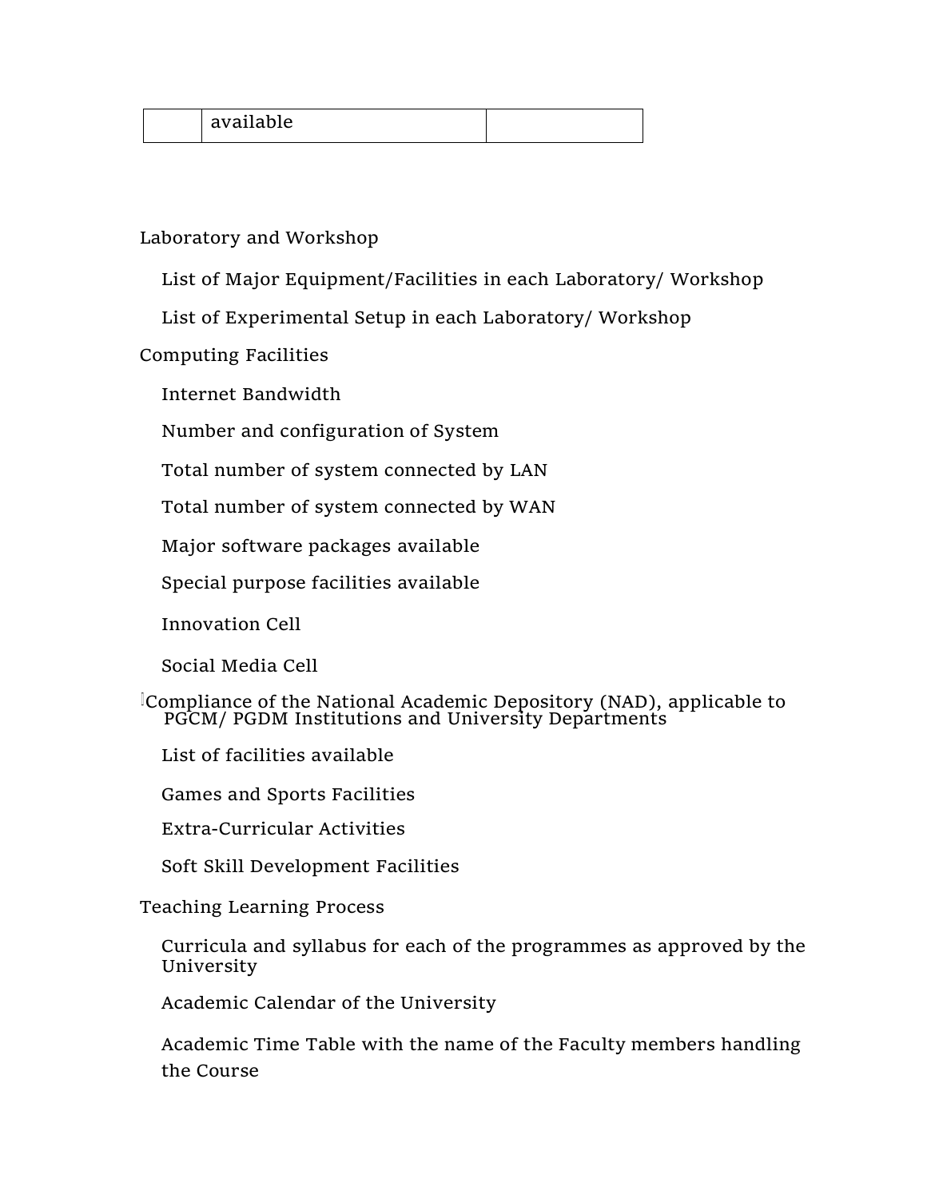| | available | |
|---|---|---|

Laboratory and Workshop

- List of Major Equipment/Facilities in each Laboratory/ Workshop
- List of Experimental Setup in each Laboratory/ Workshop

Computing Facilities

- Internet Bandwidth
- Number and configuration of System
- Total number of system connected by LAN
- Total number of system connected by WAN
- Major software packages available
- Special purpose facilities available
- Innovation Cell
- Social Media Cell

Compliance of the National Academic Depository (NAD), applicable to PGCM/ PGDM Institutions and University Departments

- List of facilities available
- Games and Sports Facilities
- Extra-Curricular Activities
- Soft Skill Development Facilities

Teaching Learning Process

- Curricula and syllabus for each of the programmes as approved by the University
- Academic Calendar of the University
- Academic Time Table with the name of the Faculty members handling the Course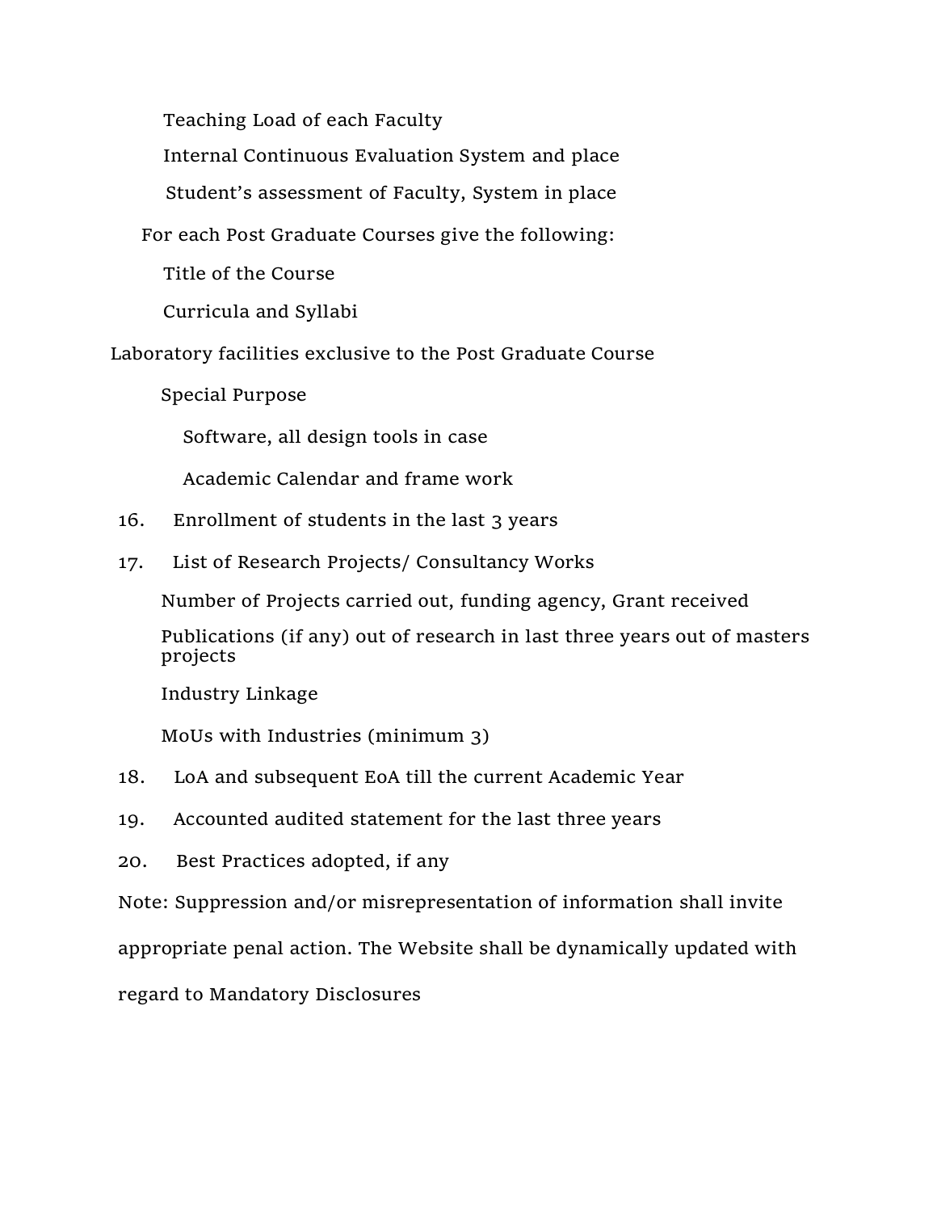Teaching Load of each Faculty

Internal Continuous Evaluation System and place

Student's assessment of Faculty, System in place

For each Post Graduate Courses give the following:

Title of the Course

Curricula and Syllabi

Laboratory facilities exclusive to the Post Graduate Course

Special Purpose

Software, all design tools in case

Academic Calendar and frame work

16. Enrollment of students in the last 3 years

17. List of Research Projects/ Consultancy Works

Number of Projects carried out, funding agency, Grant received

Publications (if any) out of research in last three years out of masters projects

Industry Linkage

MoUs with Industries (minimum 3)

18. LoA and subsequent EoA till the current Academic Year

19. Accounted audited statement for the last three years

20. Best Practices adopted, if any

Note: Suppression and/or misrepresentation of information shall invite appropriate penal action. The Website shall be dynamically updated with regard to Mandatory Disclosures